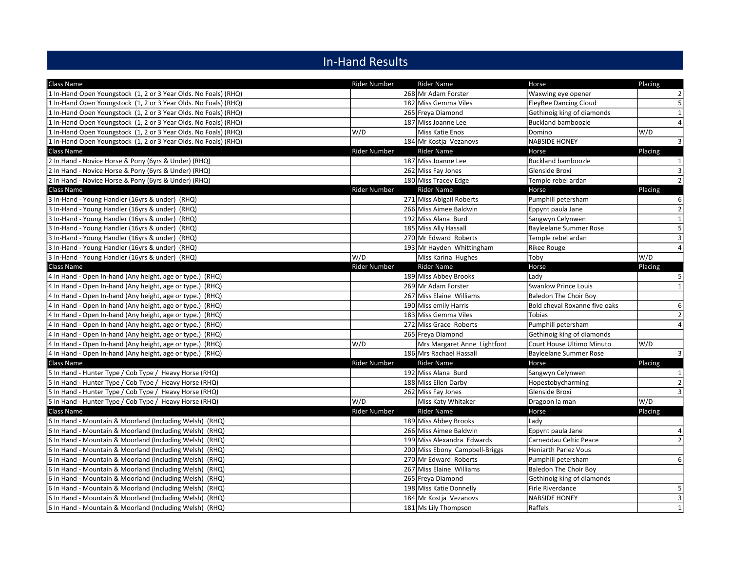# In-Hand Results

| Class Name | Rider Number | Rider Name | Horse | Placing |
|---|---|---|---|---|
| 1 In-Hand Open Youngstock (1, 2 or 3 Year Olds. No Foals) (RHQ) | 268 | Mr Adam Forster | Waxwing eye opener | 2 |
| 1 In-Hand Open Youngstock (1, 2 or 3 Year Olds. No Foals) (RHQ) | 182 | Miss Gemma Viles | EleyBee Dancing Cloud | 5 |
| 1 In-Hand Open Youngstock (1, 2 or 3 Year Olds. No Foals) (RHQ) | 265 | Freya Diamond | Gethinoig king of diamonds | 1 |
| 1 In-Hand Open Youngstock (1, 2 or 3 Year Olds. No Foals) (RHQ) | 187 | Miss Joanne Lee | Buckland bamboozle | 4 |
| 1 In-Hand Open Youngstock (1, 2 or 3 Year Olds. No Foals) (RHQ) | W/D | Miss Katie Enos | Domino | W/D |
| 1 In-Hand Open Youngstock (1, 2 or 3 Year Olds. No Foals) (RHQ) | 184 | Mr Kostja Vezanovs | NABSIDE HONEY | 3 |
| **Class Name** | **Rider Number** | **Rider Name** | **Horse** | **Placing** |
| 2 In Hand - Novice Horse & Pony (6yrs & Under) (RHQ) | 187 | Miss Joanne Lee | Buckland bamboozle | 1 |
| 2 In Hand - Novice Horse & Pony (6yrs & Under) (RHQ) | 262 | Miss Fay Jones | Glenside Broxi | 3 |
| 2 In Hand - Novice Horse & Pony (6yrs & Under) (RHQ) | 180 | Miss Tracey Edge | Temple rebel ardan | 2 |
| **Class Name** | **Rider Number** | **Rider Name** | **Horse** | **Placing** |
| 3 In-Hand - Young Handler (16yrs & under) (RHQ) | 271 | Miss Abigail Roberts | Pumphill petersham | 6 |
| 3 In-Hand - Young Handler (16yrs & under) (RHQ) | 266 | Miss Aimee Baldwin | Eppynt paula Jane | 2 |
| 3 In-Hand - Young Handler (16yrs & under) (RHQ) | 192 | Miss Alana Burd | Sangwyn Celynwen | 1 |
| 3 In-Hand - Young Handler (16yrs & under) (RHQ) | 185 | Miss Ally Hassall | Bayleelane Summer Rose | 5 |
| 3 In-Hand - Young Handler (16yrs & under) (RHQ) | 270 | Mr Edward Roberts | Temple rebel ardan | 3 |
| 3 In-Hand - Young Handler (16yrs & under) (RHQ) | 193 | Mr Hayden Whittingham | Rikee Rouge | 4 |
| 3 In-Hand - Young Handler (16yrs & under) (RHQ) | W/D | Miss Karina Hughes | Toby | W/D |
| **Class Name** | **Rider Number** | **Rider Name** | **Horse** | **Placing** |
| 4 In Hand - Open In-hand (Any height, age or type.) (RHQ) | 189 | Miss Abbey Brooks | Lady | 5 |
| 4 In Hand - Open In-hand (Any height, age or type.) (RHQ) | 269 | Mr Adam Forster | Swanlow Prince Louis | 1 |
| 4 In Hand - Open In-hand (Any height, age or type.) (RHQ) | 267 | Miss Elaine Williams | Baledon The Choir Boy | |
| 4 In Hand - Open In-hand (Any height, age or type.) (RHQ) | 190 | Miss emily Harris | Bold cheval Roxanne five oaks | 6 |
| 4 In Hand - Open In-hand (Any height, age or type.) (RHQ) | 183 | Miss Gemma Viles | Tobias | 2 |
| 4 In Hand - Open In-hand (Any height, age or type.) (RHQ) | 272 | Miss Grace Roberts | Pumphill petersham | 4 |
| 4 In Hand - Open In-hand (Any height, age or type.) (RHQ) | 265 | Freya Diamond | Gethinoig king of diamonds | |
| 4 In Hand - Open In-hand (Any height, age or type.) (RHQ) | W/D | Mrs Margaret Anne Lightfoot | Court House Ultimo Minuto | W/D |
| 4 In Hand - Open In-hand (Any height, age or type.) (RHQ) | 186 | Mrs Rachael Hassall | Bayleelane Summer Rose | 3 |
| **Class Name** | **Rider Number** | **Rider Name** | **Horse** | **Placing** |
| 5 In Hand - Hunter Type / Cob Type / Heavy Horse (RHQ) | 192 | Miss Alana Burd | Sangwyn Celynwen | 1 |
| 5 In Hand - Hunter Type / Cob Type / Heavy Horse (RHQ) | 188 | Miss Ellen Darby | Hopestobycharming | 2 |
| 5 In Hand - Hunter Type / Cob Type / Heavy Horse (RHQ) | 262 | Miss Fay Jones | Glenside Broxi | 3 |
| 5 In Hand - Hunter Type / Cob Type / Heavy Horse (RHQ) | W/D | Miss Katy Whitaker | Dragoon la man | W/D |
| **Class Name** | **Rider Number** | **Rider Name** | **Horse** | **Placing** |
| 6 In Hand - Mountain & Moorland (Including Welsh) (RHQ) | 189 | Miss Abbey Brooks | Lady | |
| 6 In Hand - Mountain & Moorland (Including Welsh) (RHQ) | 266 | Miss Aimee Baldwin | Eppynt paula Jane | 4 |
| 6 In Hand - Mountain & Moorland (Including Welsh) (RHQ) | 199 | Miss Alexandra Edwards | Carneddau Celtic Peace | 2 |
| 6 In Hand - Mountain & Moorland (Including Welsh) (RHQ) | 200 | Miss Ebony Campbell-Briggs | Heniarth Parlez Vous | |
| 6 In Hand - Mountain & Moorland (Including Welsh) (RHQ) | 270 | Mr Edward Roberts | Pumphill petersham | 6 |
| 6 In Hand - Mountain & Moorland (Including Welsh) (RHQ) | 267 | Miss Elaine Williams | Baledon The Choir Boy | |
| 6 In Hand - Mountain & Moorland (Including Welsh) (RHQ) | 265 | Freya Diamond | Gethinoig king of diamonds | |
| 6 In Hand - Mountain & Moorland (Including Welsh) (RHQ) | 198 | Miss Katie Donnelly | Firle Riverdance | 5 |
| 6 In Hand - Mountain & Moorland (Including Welsh) (RHQ) | 184 | Mr Kostja Vezanovs | NABSIDE HONEY | 3 |
| 6 In Hand - Mountain & Moorland (Including Welsh) (RHQ) | 181 | Ms Lily Thompson | Raffels | 1 |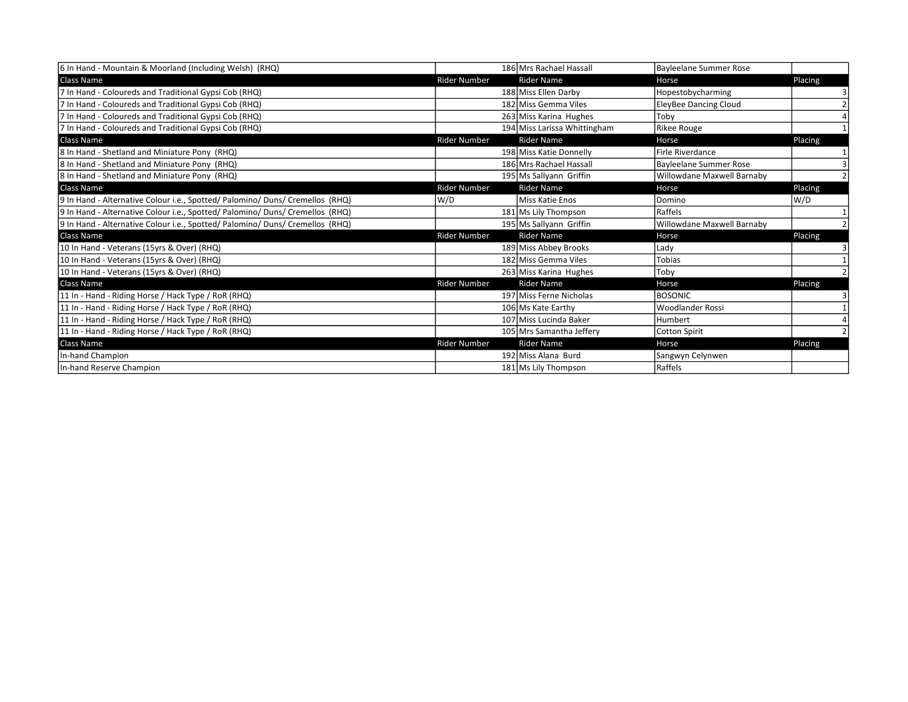| 6 In Hand - Mountain & Moorland (Including Welsh) (RHQ) | 186 | Mrs Rachael Hassall | Bayleelane Summer Rose | |
|---|---|---|---|---|
| **Class Name** | **Rider Number** | **Rider Name** | **Horse** | **Placing** |
| 7 In Hand - Coloureds and Traditional Gypsi Cob (RHQ) | 188 | Miss Ellen Darby | Hopestobycharming | 3 |
| 7 In Hand - Coloureds and Traditional Gypsi Cob (RHQ) | 182 | Miss Gemma Viles | EleyBee Dancing Cloud | 2 |
| 7 In Hand - Coloureds and Traditional Gypsi Cob (RHQ) | 263 | Miss Karina Hughes | Toby | 4 |
| 7 In Hand - Coloureds and Traditional Gypsi Cob (RHQ) | 194 | Miss Larissa Whittingham | Rikee Rouge | 1 |
| **Class Name** | **Rider Number** | **Rider Name** | **Horse** | **Placing** |
| 8 In Hand - Shetland and Miniature Pony (RHQ) | 198 | Miss Katie Donnelly | Firle Riverdance | 1 |
| 8 In Hand - Shetland and Miniature Pony (RHQ) | 186 | Mrs Rachael Hassall | Bayleelane Summer Rose | 3 |
| 8 In Hand - Shetland and Miniature Pony (RHQ) | 195 | Ms Sallyann Griffin | Willowdane Maxwell Barnaby | 2 |
| **Class Name** | **Rider Number** | **Rider Name** | **Horse** | **Placing** |
| 9 In Hand - Alternative Colour i.e., Spotted/ Palomino/ Duns/ Cremellos (RHQ) | W/D | Miss Katie Enos | Domino | W/D |
| 9 In Hand - Alternative Colour i.e., Spotted/ Palomino/ Duns/ Cremellos (RHQ) | 181 | Ms Lily Thompson | Raffels | 1 |
| 9 In Hand - Alternative Colour i.e., Spotted/ Palomino/ Duns/ Cremellos (RHQ) | 195 | Ms Sallyann Griffin | Willowdane Maxwell Barnaby | 2 |
| **Class Name** | **Rider Number** | **Rider Name** | **Horse** | **Placing** |
| 10 In Hand - Veterans (15yrs & Over) (RHQ) | 189 | Miss Abbey Brooks | Lady | 3 |
| 10 In Hand - Veterans (15yrs & Over) (RHQ) | 182 | Miss Gemma Viles | Tobias | 1 |
| 10 In Hand - Veterans (15yrs & Over) (RHQ) | 263 | Miss Karina Hughes | Toby | 2 |
| **Class Name** | **Rider Number** | **Rider Name** | **Horse** | **Placing** |
| 11 In - Hand - Riding Horse / Hack Type / RoR (RHQ) | 197 | Miss Ferne Nicholas | BOSONIC | 3 |
| 11 In - Hand - Riding Horse / Hack Type / RoR (RHQ) | 106 | Ms Kate Earthy | Woodlander Rossi | 1 |
| 11 In - Hand - Riding Horse / Hack Type / RoR (RHQ) | 107 | Miss Lucinda Baker | Humbert | 4 |
| 11 In - Hand - Riding Horse / Hack Type / RoR (RHQ) | 105 | Mrs Samantha Jeffery | Cotton Spirit | 2 |
| **Class Name** | **Rider Number** | **Rider Name** | **Horse** | **Placing** |
| In-hand Champion | 192 | Miss Alana Burd | Sangwyn Celynwen | |
| In-hand Reserve Champion | 181 | Ms Lily Thompson | Raffels | |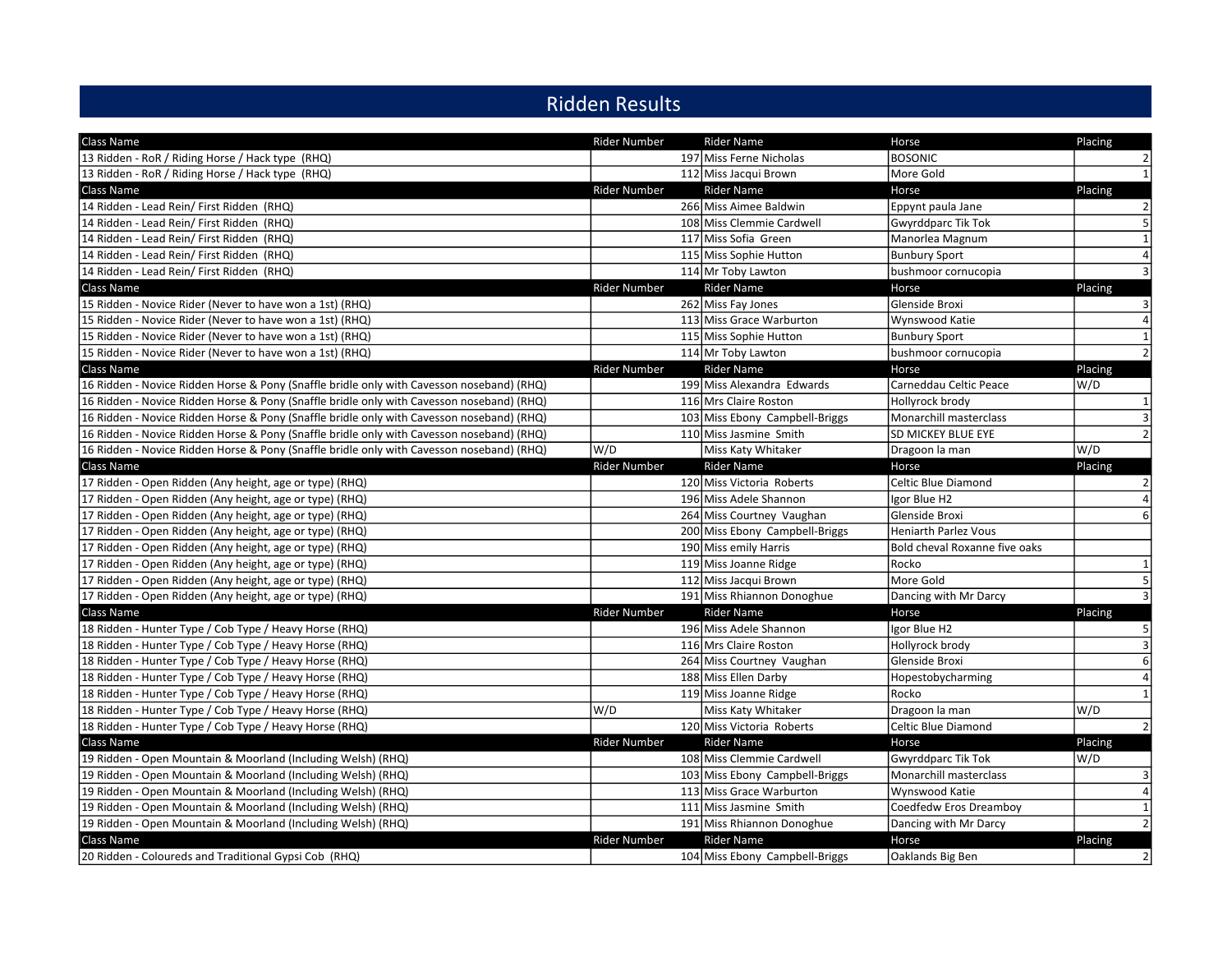# Ridden Results

| Class Name | Rider Number | Rider Name | Horse | Placing |
|---|---|---|---|---|
| 13 Ridden - RoR / Riding Horse / Hack type (RHQ) | 197 | Miss Ferne Nicholas | BOSONIC | 2 |
| 13 Ridden - RoR / Riding Horse / Hack type (RHQ) | 112 | Miss Jacqui Brown | More Gold | 1 |
| Class Name | Rider Number | Rider Name | Horse | Placing |
| 14 Ridden - Lead Rein/ First Ridden (RHQ) | 266 | Miss Aimee Baldwin | Eppynt paula Jane | 2 |
| 14 Ridden - Lead Rein/ First Ridden (RHQ) | 108 | Miss Clemmie Cardwell | Gwyrddparc Tik Tok | 5 |
| 14 Ridden - Lead Rein/ First Ridden (RHQ) | 117 | Miss Sofia Green | Manorlea Magnum | 1 |
| 14 Ridden - Lead Rein/ First Ridden (RHQ) | 115 | Miss Sophie Hutton | Bunbury Sport | 4 |
| 14 Ridden - Lead Rein/ First Ridden (RHQ) | 114 | Mr Toby Lawton | bushmoor cornucopia | 3 |
| Class Name | Rider Number | Rider Name | Horse | Placing |
| 15 Ridden - Novice Rider (Never to have won a 1st) (RHQ) | 262 | Miss Fay Jones | Glenside Broxi | 3 |
| 15 Ridden - Novice Rider (Never to have won a 1st) (RHQ) | 113 | Miss Grace Warburton | Wynswood Katie | 4 |
| 15 Ridden - Novice Rider (Never to have won a 1st) (RHQ) | 115 | Miss Sophie Hutton | Bunbury Sport | 1 |
| 15 Ridden - Novice Rider (Never to have won a 1st) (RHQ) | 114 | Mr Toby Lawton | bushmoor cornucopia | 2 |
| Class Name | Rider Number | Rider Name | Horse | Placing |
| 16 Ridden - Novice Ridden Horse & Pony (Snaffle bridle only with Cavesson noseband) (RHQ) | 199 | Miss Alexandra Edwards | Carneddau Celtic Peace | W/D |
| 16 Ridden - Novice Ridden Horse & Pony (Snaffle bridle only with Cavesson noseband) (RHQ) | 116 | Mrs Claire Roston | Hollyrock brody | 1 |
| 16 Ridden - Novice Ridden Horse & Pony (Snaffle bridle only with Cavesson noseband) (RHQ) | 103 | Miss Ebony Campbell-Briggs | Monarchill masterclass | 3 |
| 16 Ridden - Novice Ridden Horse & Pony (Snaffle bridle only with Cavesson noseband) (RHQ) | 110 | Miss Jasmine Smith | SD MICKEY BLUE EYE | 2 |
| 16 Ridden - Novice Ridden Horse & Pony (Snaffle bridle only with Cavesson noseband) (RHQ) | W/D | Miss Katy Whitaker | Dragoon la man | W/D |
| Class Name | Rider Number | Rider Name | Horse | Placing |
| 17 Ridden - Open Ridden (Any height, age or type) (RHQ) | 120 | Miss Victoria Roberts | Celtic Blue Diamond | 2 |
| 17 Ridden - Open Ridden (Any height, age or type) (RHQ) | 196 | Miss Adele Shannon | Igor Blue H2 | 4 |
| 17 Ridden - Open Ridden (Any height, age or type) (RHQ) | 264 | Miss Courtney Vaughan | Glenside Broxi | 6 |
| 17 Ridden - Open Ridden (Any height, age or type) (RHQ) | 200 | Miss Ebony Campbell-Briggs | Heniarth Parlez Vous | |
| 17 Ridden - Open Ridden (Any height, age or type) (RHQ) | 190 | Miss emily Harris | Bold cheval Roxanne five oaks | |
| 17 Ridden - Open Ridden (Any height, age or type) (RHQ) | 119 | Miss Joanne Ridge | Rocko | 1 |
| 17 Ridden - Open Ridden (Any height, age or type) (RHQ) | 112 | Miss Jacqui Brown | More Gold | 5 |
| 17 Ridden - Open Ridden (Any height, age or type) (RHQ) | 191 | Miss Rhiannon Donoghue | Dancing with Mr Darcy | 3 |
| Class Name | Rider Number | Rider Name | Horse | Placing |
| 18 Ridden - Hunter Type / Cob Type / Heavy Horse (RHQ) | 196 | Miss Adele Shannon | Igor Blue H2 | 5 |
| 18 Ridden - Hunter Type / Cob Type / Heavy Horse (RHQ) | 116 | Mrs Claire Roston | Hollyrock brody | 3 |
| 18 Ridden - Hunter Type / Cob Type / Heavy Horse (RHQ) | 264 | Miss Courtney Vaughan | Glenside Broxi | 6 |
| 18 Ridden - Hunter Type / Cob Type / Heavy Horse (RHQ) | 188 | Miss Ellen Darby | Hopestobycharming | 4 |
| 18 Ridden - Hunter Type / Cob Type / Heavy Horse (RHQ) | 119 | Miss Joanne Ridge | Rocko | 1 |
| 18 Ridden - Hunter Type / Cob Type / Heavy Horse (RHQ) | W/D | Miss Katy Whitaker | Dragoon la man | W/D |
| 18 Ridden - Hunter Type / Cob Type / Heavy Horse (RHQ) | 120 | Miss Victoria Roberts | Celtic Blue Diamond | 2 |
| Class Name | Rider Number | Rider Name | Horse | Placing |
| 19 Ridden - Open Mountain & Moorland (Including Welsh) (RHQ) | 108 | Miss Clemmie Cardwell | Gwyrddparc Tik Tok | W/D |
| 19 Ridden - Open Mountain & Moorland (Including Welsh) (RHQ) | 103 | Miss Ebony Campbell-Briggs | Monarchill masterclass | 3 |
| 19 Ridden - Open Mountain & Moorland (Including Welsh) (RHQ) | 113 | Miss Grace Warburton | Wynswood Katie | 4 |
| 19 Ridden - Open Mountain & Moorland (Including Welsh) (RHQ) | 111 | Miss Jasmine Smith | Coedfedw Eros Dreamboy | 1 |
| 19 Ridden - Open Mountain & Moorland (Including Welsh) (RHQ) | 191 | Miss Rhiannon Donoghue | Dancing with Mr Darcy | 2 |
| Class Name | Rider Number | Rider Name | Horse | Placing |
| 20 Ridden - Coloureds and Traditional Gypsi Cob (RHQ) | 104 | Miss Ebony Campbell-Briggs | Oaklands Big Ben | 2 |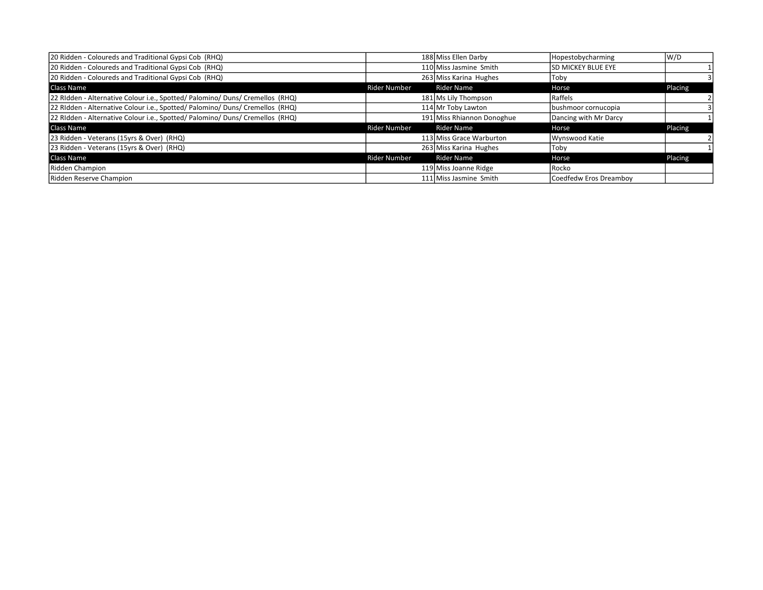| | | | | |
|---|---|---|---|---|
| 20 Ridden - Coloureds and Traditional Gypsi Cob (RHQ) | 188 | Miss Ellen Darby | Hopestobycharming | W/D |
| 20 Ridden - Coloureds and Traditional Gypsi Cob (RHQ) | 110 | Miss Jasmine Smith | SD MICKEY BLUE EYE | 1 |
| 20 Ridden - Coloureds and Traditional Gypsi Cob (RHQ) | 263 | Miss Karina Hughes | Toby | 3 |
| Class Name | Rider Number | Rider Name | Horse | Placing |
| 22 RIdden - Alternative Colour i.e., Spotted/ Palomino/ Duns/ Cremellos (RHQ) | 181 | Ms Lily Thompson | Raffels | 2 |
| 22 RIdden - Alternative Colour i.e., Spotted/ Palomino/ Duns/ Cremellos (RHQ) | 114 | Mr Toby Lawton | bushmoor cornucopia | 3 |
| 22 RIdden - Alternative Colour i.e., Spotted/ Palomino/ Duns/ Cremellos (RHQ) | 191 | Miss Rhiannon Donoghue | Dancing with Mr Darcy | 1 |
| Class Name | Rider Number | Rider Name | Horse | Placing |
| 23 Ridden - Veterans (15yrs & Over) (RHQ) | 113 | Miss Grace Warburton | Wynswood Katie | 2 |
| 23 Ridden - Veterans (15yrs & Over) (RHQ) | 263 | Miss Karina Hughes | Toby | 1 |
| Class Name | Rider Number | Rider Name | Horse | Placing |
| Ridden Champion | 119 | Miss Joanne Ridge | Rocko | |
| Ridden Reserve Champion | 111 | Miss Jasmine Smith | Coedfedw Eros Dreamboy | |